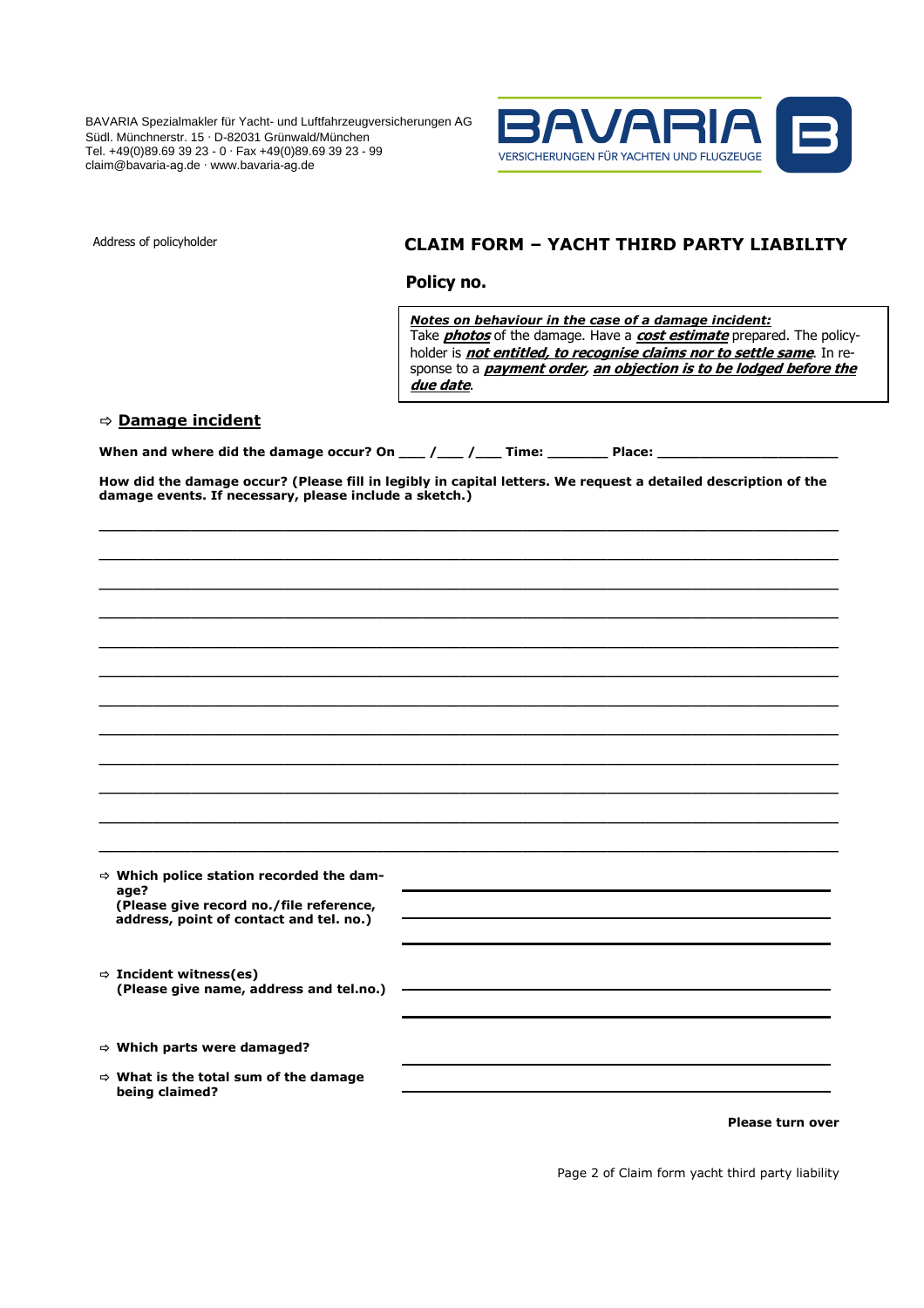BAVARIA Spezialmakler für Yacht- und Luftfahrzeugversicherungen AG
Südl. Münchnerstr. 15 · D-82031 Grünwald/München
Tel. +49(0)89.69 39 23 - 0 · Fax +49(0)89.69 39 23 - 99
claim@bavaria-ag.de · www.bavaria-ag.de

BAVARIA
VERSICHERUNGEN FÜR YACHTEN UND FLUGZEUGE

Address of policyholder

# CLAIM FORM – YACHT THIRD PARTY LIABILITY

**Policy no.**

> ***Notes on behaviour in the case of a damage incident:***
> Take ***photos*** of the damage. Have a ***cost estimate*** prepared. The policyholder is ***not entitled, to recognise claims nor to settle same***. In response to a ***payment order, an objection is to be lodged before the due date***.

## ⇨ Damage incident

**When and where did the damage occur? On \_\_\_ / \_\_\_ / \_\_\_ Time: \_\_\_\_\_\_\_ Place: \_\_\_\_\_\_\_\_\_\_\_\_\_\_\_\_\_\_\_\_**

**How did the damage occur? (Please fill in legibly in capital letters. We request a detailed description of the damage events. If necessary, please include a sketch.)**

\_\_\_\_\_\_\_\_\_\_\_\_\_\_\_\_\_\_\_\_\_\_\_\_\_\_\_\_\_\_\_\_\_\_\_\_\_\_\_\_\_\_\_\_\_\_\_\_\_\_\_\_\_\_\_\_\_\_\_\_\_\_\_\_\_\_\_\_\_\_\_\_\_\_\_\_\_\_

\_\_\_\_\_\_\_\_\_\_\_\_\_\_\_\_\_\_\_\_\_\_\_\_\_\_\_\_\_\_\_\_\_\_\_\_\_\_\_\_\_\_\_\_\_\_\_\_\_\_\_\_\_\_\_\_\_\_\_\_\_\_\_\_\_\_\_\_\_\_\_\_\_\_\_\_\_\_

\_\_\_\_\_\_\_\_\_\_\_\_\_\_\_\_\_\_\_\_\_\_\_\_\_\_\_\_\_\_\_\_\_\_\_\_\_\_\_\_\_\_\_\_\_\_\_\_\_\_\_\_\_\_\_\_\_\_\_\_\_\_\_\_\_\_\_\_\_\_\_\_\_\_\_\_\_\_

\_\_\_\_\_\_\_\_\_\_\_\_\_\_\_\_\_\_\_\_\_\_\_\_\_\_\_\_\_\_\_\_\_\_\_\_\_\_\_\_\_\_\_\_\_\_\_\_\_\_\_\_\_\_\_\_\_\_\_\_\_\_\_\_\_\_\_\_\_\_\_\_\_\_\_\_\_\_

\_\_\_\_\_\_\_\_\_\_\_\_\_\_\_\_\_\_\_\_\_\_\_\_\_\_\_\_\_\_\_\_\_\_\_\_\_\_\_\_\_\_\_\_\_\_\_\_\_\_\_\_\_\_\_\_\_\_\_\_\_\_\_\_\_\_\_\_\_\_\_\_\_\_\_\_\_\_

\_\_\_\_\_\_\_\_\_\_\_\_\_\_\_\_\_\_\_\_\_\_\_\_\_\_\_\_\_\_\_\_\_\_\_\_\_\_\_\_\_\_\_\_\_\_\_\_\_\_\_\_\_\_\_\_\_\_\_\_\_\_\_\_\_\_\_\_\_\_\_\_\_\_\_\_\_\_

\_\_\_\_\_\_\_\_\_\_\_\_\_\_\_\_\_\_\_\_\_\_\_\_\_\_\_\_\_\_\_\_\_\_\_\_\_\_\_\_\_\_\_\_\_\_\_\_\_\_\_\_\_\_\_\_\_\_\_\_\_\_\_\_\_\_\_\_\_\_\_\_\_\_\_\_\_\_

\_\_\_\_\_\_\_\_\_\_\_\_\_\_\_\_\_\_\_\_\_\_\_\_\_\_\_\_\_\_\_\_\_\_\_\_\_\_\_\_\_\_\_\_\_\_\_\_\_\_\_\_\_\_\_\_\_\_\_\_\_\_\_\_\_\_\_\_\_\_\_\_\_\_\_\_\_\_

\_\_\_\_\_\_\_\_\_\_\_\_\_\_\_\_\_\_\_\_\_\_\_\_\_\_\_\_\_\_\_\_\_\_\_\_\_\_\_\_\_\_\_\_\_\_\_\_\_\_\_\_\_\_\_\_\_\_\_\_\_\_\_\_\_\_\_\_\_\_\_\_\_\_\_\_\_\_

\_\_\_\_\_\_\_\_\_\_\_\_\_\_\_\_\_\_\_\_\_\_\_\_\_\_\_\_\_\_\_\_\_\_\_\_\_\_\_\_\_\_\_\_\_\_\_\_\_\_\_\_\_\_\_\_\_\_\_\_\_\_\_\_\_\_\_\_\_\_\_\_\_\_\_\_\_\_

\_\_\_\_\_\_\_\_\_\_\_\_\_\_\_\_\_\_\_\_\_\_\_\_\_\_\_\_\_\_\_\_\_\_\_\_\_\_\_\_\_\_\_\_\_\_\_\_\_\_\_\_\_\_\_\_\_\_\_\_\_\_\_\_\_\_\_\_\_\_\_\_\_\_\_\_\_\_

\_\_\_\_\_\_\_\_\_\_\_\_\_\_\_\_\_\_\_\_\_\_\_\_\_\_\_\_\_\_\_\_\_\_\_\_\_\_\_\_\_\_\_\_\_\_\_\_\_\_\_\_\_\_\_\_\_\_\_\_\_\_\_\_\_\_\_\_\_\_\_\_\_\_\_\_\_\_

**⇨ Which police station recorded the damage? (Please give record no./file reference, address, point of contact and tel. no.)**

\_\_\_\_\_\_\_\_\_\_\_\_\_\_\_\_\_\_\_\_\_\_\_\_\_\_\_\_\_\_\_\_\_\_\_\_\_\_\_\_

\_\_\_\_\_\_\_\_\_\_\_\_\_\_\_\_\_\_\_\_\_\_\_\_\_\_\_\_\_\_\_\_\_\_\_\_\_\_\_\_

\_\_\_\_\_\_\_\_\_\_\_\_\_\_\_\_\_\_\_\_\_\_\_\_\_\_\_\_\_\_\_\_\_\_\_\_\_\_\_\_

**⇨ Incident witness(es) (Please give name, address and tel.no.)**

\_\_\_\_\_\_\_\_\_\_\_\_\_\_\_\_\_\_\_\_\_\_\_\_\_\_\_\_\_\_\_\_\_\_\_\_\_\_\_\_

\_\_\_\_\_\_\_\_\_\_\_\_\_\_\_\_\_\_\_\_\_\_\_\_\_\_\_\_\_\_\_\_\_\_\_\_\_\_\_\_

**⇨ Which parts were damaged?**

\_\_\_\_\_\_\_\_\_\_\_\_\_\_\_\_\_\_\_\_\_\_\_\_\_\_\_\_\_\_\_\_\_\_\_\_\_\_\_\_

**⇨ What is the total sum of the damage being claimed?**

\_\_\_\_\_\_\_\_\_\_\_\_\_\_\_\_\_\_\_\_\_\_\_\_\_\_\_\_\_\_\_\_\_\_\_\_\_\_\_\_

**Please turn over**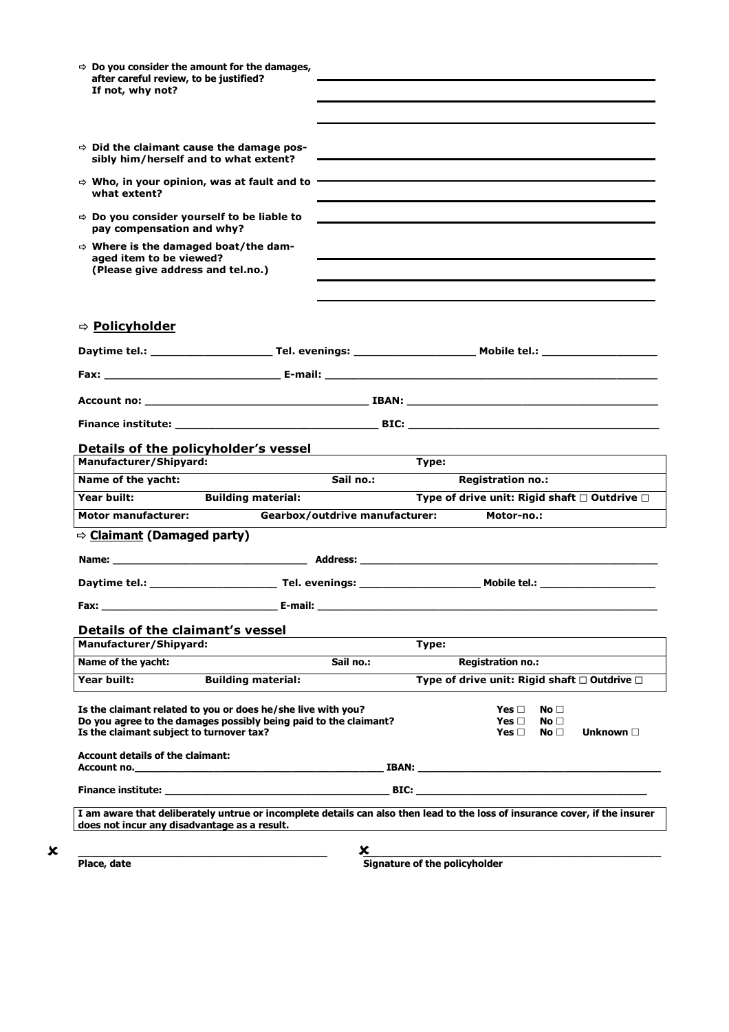⇨ **Do you consider the amount for the damages, after careful review, to be justified? If not, why not?** ______________________________________________

______________________________________________

______________________________________________

⇨ **Did the claimant cause the damage possibly him/herself and to what extent?** ______________________________________________

⇨ **Who, in your opinion, was at fault and to what extent?** ______________________________________________

______________________________________________

⇨ **Do you consider yourself to be liable to pay compensation and why?** ______________________________________________

⇨ **Where is the damaged boat/the damaged item to be viewed? (Please give address and tel.no.)** ______________________________________________

______________________________________________

______________________________________________

## ⇨ **Policyholder**

**Daytime tel.:** ___________________ **Tel. evenings:** ___________________ **Mobile tel.:** __________________

**Fax:** ____________________________ **E-mail:** ______________________________________________________

**Account no:** ___________________________________ **IBAN:** _________________________________________

**Finance institute:** _______________________________ **BIC:** _________________________________________

### Details of the policyholder's vessel

| | | |
|---|---|---|
| **Manufacturer/Shipyard:** | | **Type:** |
| **Name of the yacht:** | **Sail no.:** | **Registration no.:** |
| **Year built:** **Building material:** | | **Type of drive unit: Rigid shaft □ Outdrive □** |
| **Motor manufacturer:** | **Gearbox/outdrive manufacturer:** | **Motor-no.:** |

## ⇨ **Claimant (Damaged party)**

**Name:** ________________________________ **Address:** _______________________________________________

**Daytime tel.:** ____________________ **Tel. evenings:** ___________________ **Mobile tel.:** ___________________

**Fax:** ____________________________ **E-mail:** ______________________________________________________

### Details of the claimant's vessel

| | | |
|---|---|---|
| **Manufacturer/Shipyard:** | | **Type:** |
| **Name of the yacht:** | **Sail no.:** | **Registration no.:** |
| **Year built:** **Building material:** | | **Type of drive unit: Rigid shaft □ Outdrive □** |

**Is the claimant related to you or does he/she live with you?** **Yes □ No □**
**Do you agree to the damages possibly being paid to the claimant?** **Yes □ No □**
**Is the claimant subject to turnover tax?** **Yes □ No □ Unknown □**

**Account details of the claimant:**
**Account no.**___________________________________________ **IBAN:** ___________________________________________

**Finance institute:** _____________________________________ **BIC:** _________________________________________

**I am aware that deliberately untrue or incomplete details can also then lead to the loss of insurance cover, if the insurer does not incur any disadvantage as a result.**

✘ ______________________________________ ✘ ______________________________________________
**Place, date** **Signature of the policyholder**